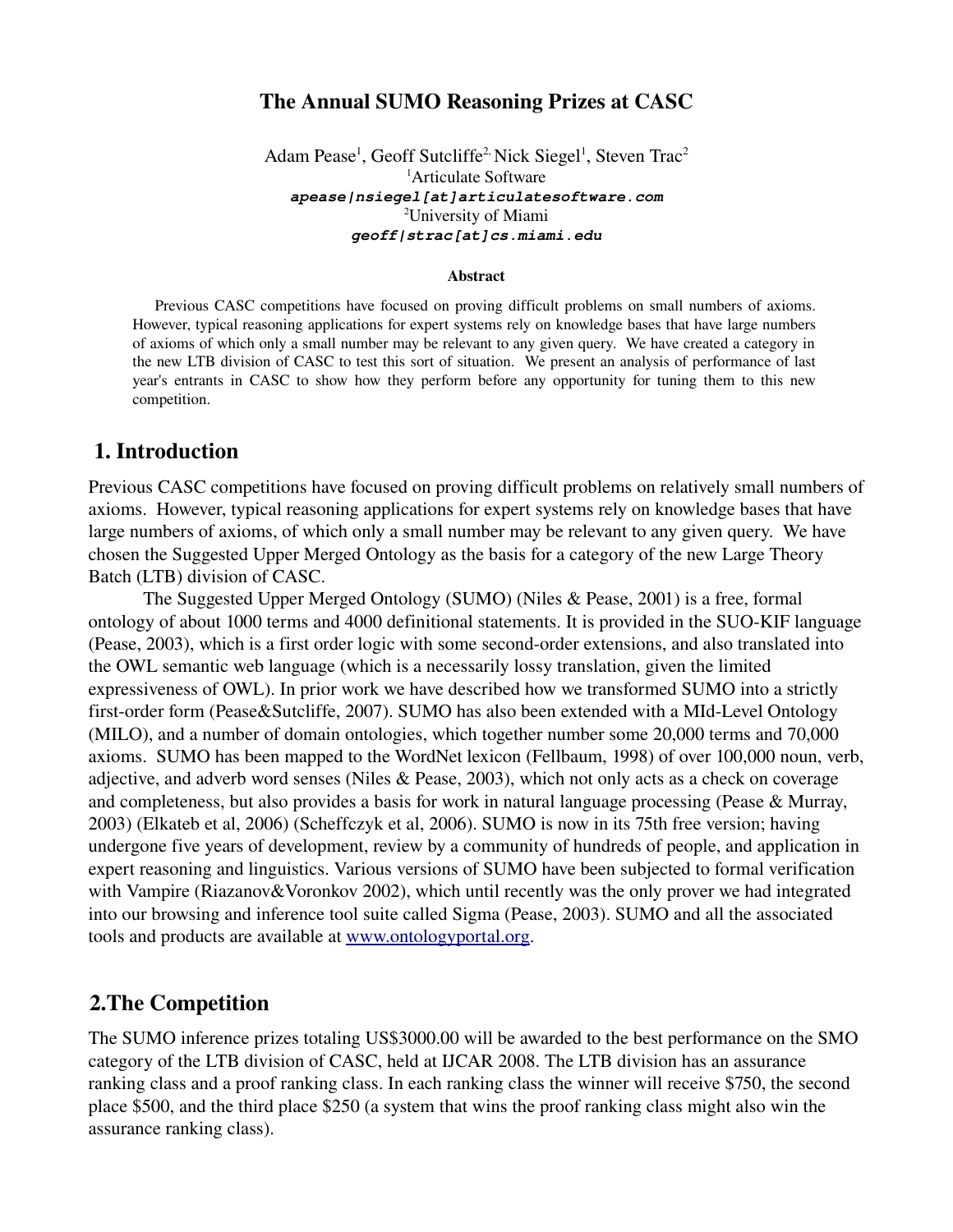# The Annual SUMO Reasoning Prizes at CASC

Adam Pease[1], Geoff Sutcliffe[2], Nick Siegel[1], Steven Trac[2]

[1]Articulate Software

***apease|nsiegel[at]articulatesoftware.com***

[2]University of Miami

***geoff|strac[at]cs.miami.edu***

### Abstract

Previous CASC competitions have focused on proving difficult problems on small numbers of axioms. However, typical reasoning applications for expert systems rely on knowledge bases that have large numbers of axioms of which only a small number may be relevant to any given query. We have created a category in the new LTB division of CASC to test this sort of situation. We present an analysis of performance of last year's entrants in CASC to show how they perform before any opportunity for tuning them to this new competition.

## 1. Introduction

Previous CASC competitions have focused on proving difficult problems on relatively small numbers of axioms. However, typical reasoning applications for expert systems rely on knowledge bases that have large numbers of axioms, of which only a small number may be relevant to any given query. We have chosen the Suggested Upper Merged Ontology as the basis for a category of the new Large Theory Batch (LTB) division of CASC.

The Suggested Upper Merged Ontology (SUMO) (Niles & Pease, 2001) is a free, formal ontology of about 1000 terms and 4000 definitional statements. It is provided in the SUO-KIF language (Pease, 2003), which is a first order logic with some second-order extensions, and also translated into the OWL semantic web language (which is a necessarily lossy translation, given the limited expressiveness of OWL). In prior work we have described how we transformed SUMO into a strictly first-order form (Pease&Sutcliffe, 2007). SUMO has also been extended with a MId-Level Ontology (MILO), and a number of domain ontologies, which together number some 20,000 terms and 70,000 axioms. SUMO has been mapped to the WordNet lexicon (Fellbaum, 1998) of over 100,000 noun, verb, adjective, and adverb word senses (Niles & Pease, 2003), which not only acts as a check on coverage and completeness, but also provides a basis for work in natural language processing (Pease & Murray, 2003) (Elkateb et al, 2006) (Scheffczyk et al, 2006). SUMO is now in its 75th free version; having undergone five years of development, review by a community of hundreds of people, and application in expert reasoning and linguistics. Various versions of SUMO have been subjected to formal verification with Vampire (Riazanov&Voronkov 2002), which until recently was the only prover we had integrated into our browsing and inference tool suite called Sigma (Pease, 2003). SUMO and all the associated tools and products are available at www.ontologyportal.org.

## 2.The Competition

The SUMO inference prizes totaling US$3000.00 will be awarded to the best performance on the SMO category of the LTB division of CASC, held at IJCAR 2008. The LTB division has an assurance ranking class and a proof ranking class. In each ranking class the winner will receive $750, the second place $500, and the third place $250 (a system that wins the proof ranking class might also win the assurance ranking class).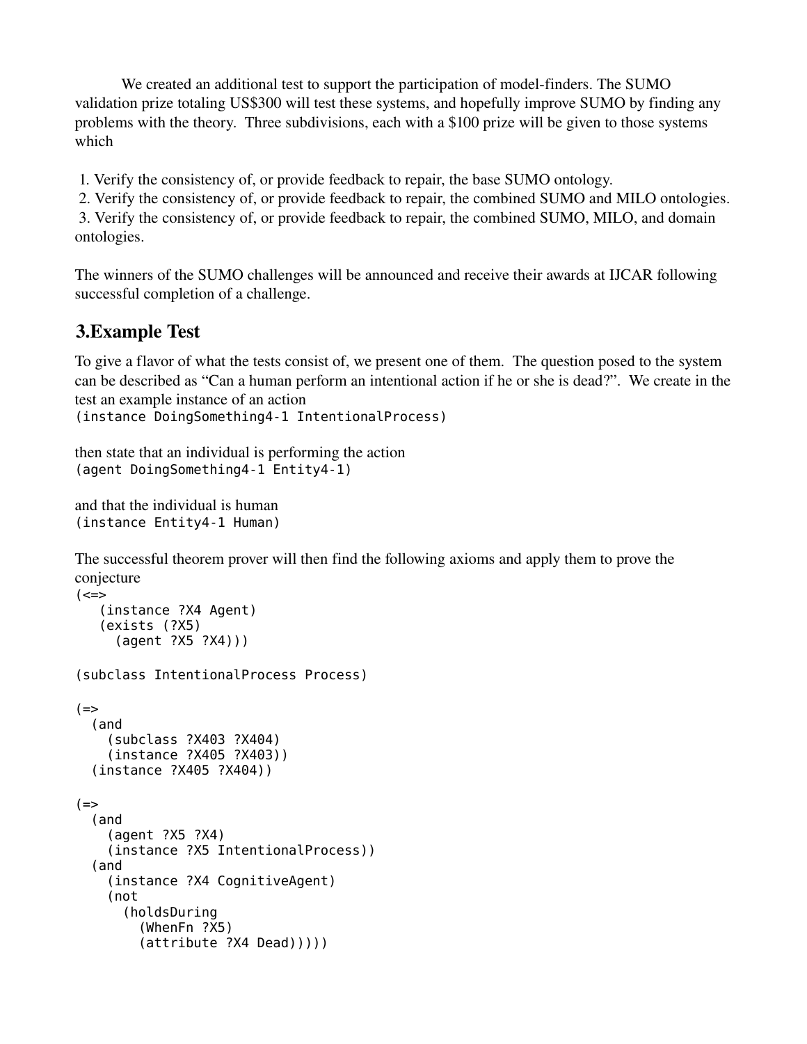We created an additional test to support the participation of model-finders. The SUMO validation prize totaling US$300 will test these systems, and hopefully improve SUMO by finding any problems with the theory. Three subdivisions, each with a $100 prize will be given to those systems which

1. Verify the consistency of, or provide feedback to repair, the base SUMO ontology.
2. Verify the consistency of, or provide feedback to repair, the combined SUMO and MILO ontologies.
3. Verify the consistency of, or provide feedback to repair, the combined SUMO, MILO, and domain ontologies.

The winners of the SUMO challenges will be announced and receive their awards at IJCAR following successful completion of a challenge.

## 3.Example Test

To give a flavor of what the tests consist of, we present one of them. The question posed to the system can be described as "Can a human perform an intentional action if he or she is dead?". We create in the test an example instance of an action

```
(instance DoingSomething4-1 IntentionalProcess)
```

then state that an individual is performing the action

```
(agent DoingSomething4-1 Entity4-1)
```

and that the individual is human

```
(instance Entity4-1 Human)
```

The successful theorem prover will then find the following axioms and apply them to prove the conjecture

```
(<=>
   (instance ?X4 Agent)
   (exists (?X5)
     (agent ?X5 ?X4)))

(subclass IntentionalProcess Process)

(=>
  (and
    (subclass ?X403 ?X404)
    (instance ?X405 ?X403))
  (instance ?X405 ?X404))

(=>
  (and
    (agent ?X5 ?X4)
    (instance ?X5 IntentionalProcess))
  (and
    (instance ?X4 CognitiveAgent)
    (not
      (holdsDuring
        (WhenFn ?X5)
        (attribute ?X4 Dead)))))
```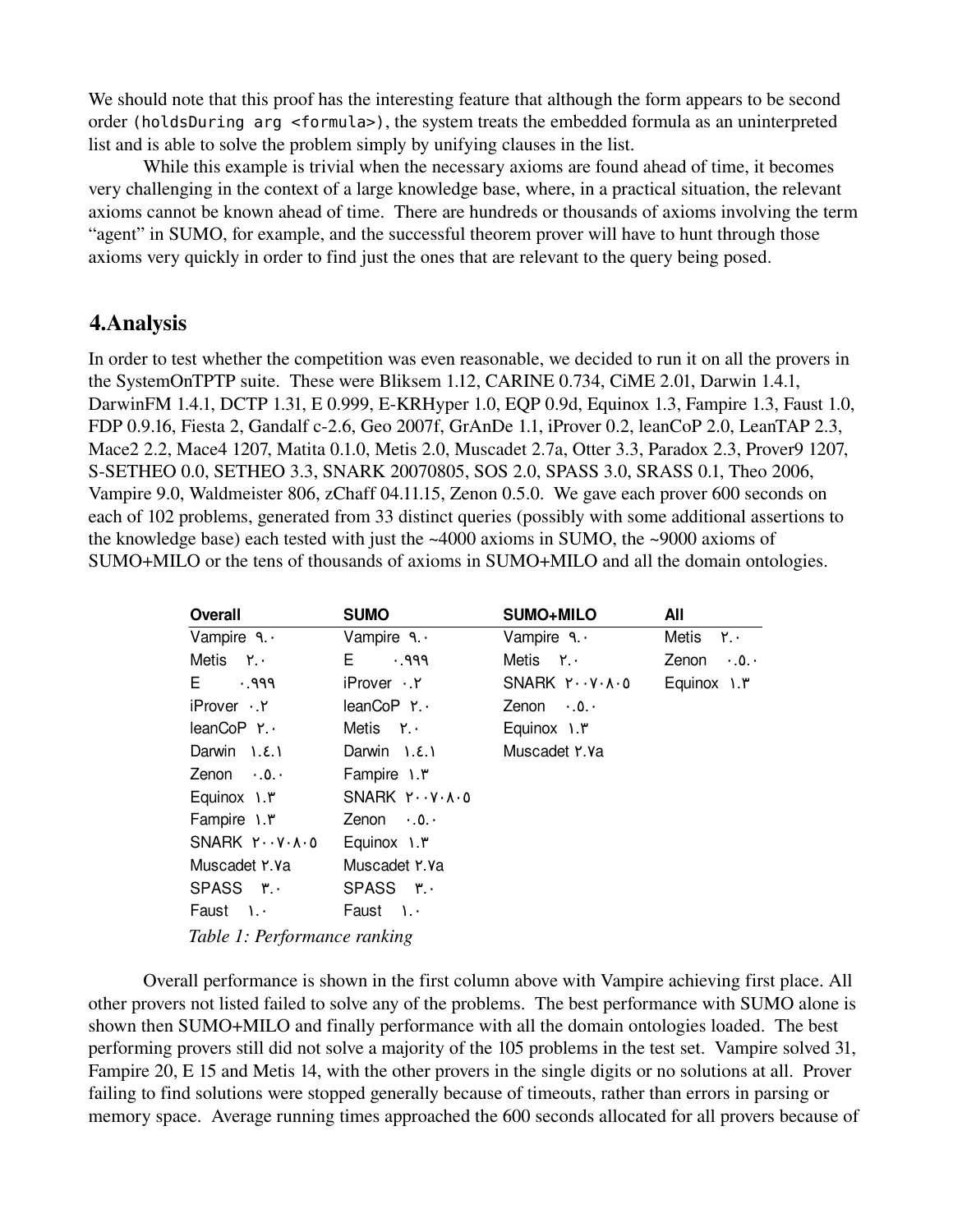We should note that this proof has the interesting feature that although the form appears to be second order (`holdsDuring arg <formula>`), the system treats the embedded formula as an uninterpreted list and is able to solve the problem simply by unifying clauses in the list.

While this example is trivial when the necessary axioms are found ahead of time, it becomes very challenging in the context of a large knowledge base, where, in a practical situation, the relevant axioms cannot be known ahead of time. There are hundreds or thousands of axioms involving the term "agent" in SUMO, for example, and the successful theorem prover will have to hunt through those axioms very quickly in order to find just the ones that are relevant to the query being posed.

## 4.Analysis

In order to test whether the competition was even reasonable, we decided to run it on all the provers in the SystemOnTPTP suite. These were Bliksem 1.12, CARINE 0.734, CiME 2.01, Darwin 1.4.1, DarwinFM 1.4.1, DCTP 1.31, E 0.999, E-KRHyper 1.0, EQP 0.9d, Equinox 1.3, Fampire 1.3, Faust 1.0, FDP 0.9.16, Fiesta 2, Gandalf c-2.6, Geo 2007f, GrAnDe 1.1, iProver 0.2, leanCoP 2.0, LeanTAP 2.3, Mace2 2.2, Mace4 1207, Matita 0.1.0, Metis 2.0, Muscadet 2.7a, Otter 3.3, Paradox 2.3, Prover9 1207, S-SETHEO 0.0, SETHEO 3.3, SNARK 20070805, SOS 2.0, SPASS 3.0, SRASS 0.1, Theo 2006, Vampire 9.0, Waldmeister 806, zChaff 04.11.15, Zenon 0.5.0. We gave each prover 600 seconds on each of 102 problems, generated from 33 distinct queries (possibly with some additional assertions to the knowledge base) each tested with just the ~4000 axioms in SUMO, the ~9000 axioms of SUMO+MILO or the tens of thousands of axioms in SUMO+MILO and all the domain ontologies.

| **Overall** | **SUMO** | **SUMO+MILO** | **All** |
|---|---|---|---|
| Vampire ٩.٠ | Vampire ٩.٠ | Vampire ٩.٠ | Metis ٢.٠ |
| Metis ٢.٠ | E ٠.٩٩٩ | Metis ٢.٠ | Zenon ٠.٥.٠ |
| E ٠.٩٩٩ | iProver ٠.٢ | SNARK ٢٠٠٧٠٨٠٥ | Equinox ١.٣ |
| iProver ٠.٢ | leanCoP ٢.٠ | Zenon ٠.٥.٠ | |
| leanCoP ٢.٠ | Metis ٢.٠ | Equinox ١.٣ | |
| Darwin ١.٤.١ | Darwin ١.٤.١ | Muscadet ٢.٧a | |
| Zenon ٠.٥.٠ | Fampire ١.٣ | | |
| Equinox ١.٣ | SNARK ٢٠٠٧٠٨٠٥ | | |
| Fampire ١.٣ | Zenon ٠.٥.٠ | | |
| SNARK ٢٠٠٧٠٨٠٥ | Equinox ١.٣ | | |
| Muscadet ٢.٧a | Muscadet ٢.٧a | | |
| SPASS ٣.٠ | SPASS ٣.٠ | | |
| Faust ١.٠ | Faust ١.٠ | | |

*Table 1: Performance ranking*

Overall performance is shown in the first column above with Vampire achieving first place. All other provers not listed failed to solve any of the problems. The best performance with SUMO alone is shown then SUMO+MILO and finally performance with all the domain ontologies loaded. The best performing provers still did not solve a majority of the 105 problems in the test set. Vampire solved 31, Fampire 20, E 15 and Metis 14, with the other provers in the single digits or no solutions at all. Prover failing to find solutions were stopped generally because of timeouts, rather than errors in parsing or memory space. Average running times approached the 600 seconds allocated for all provers because of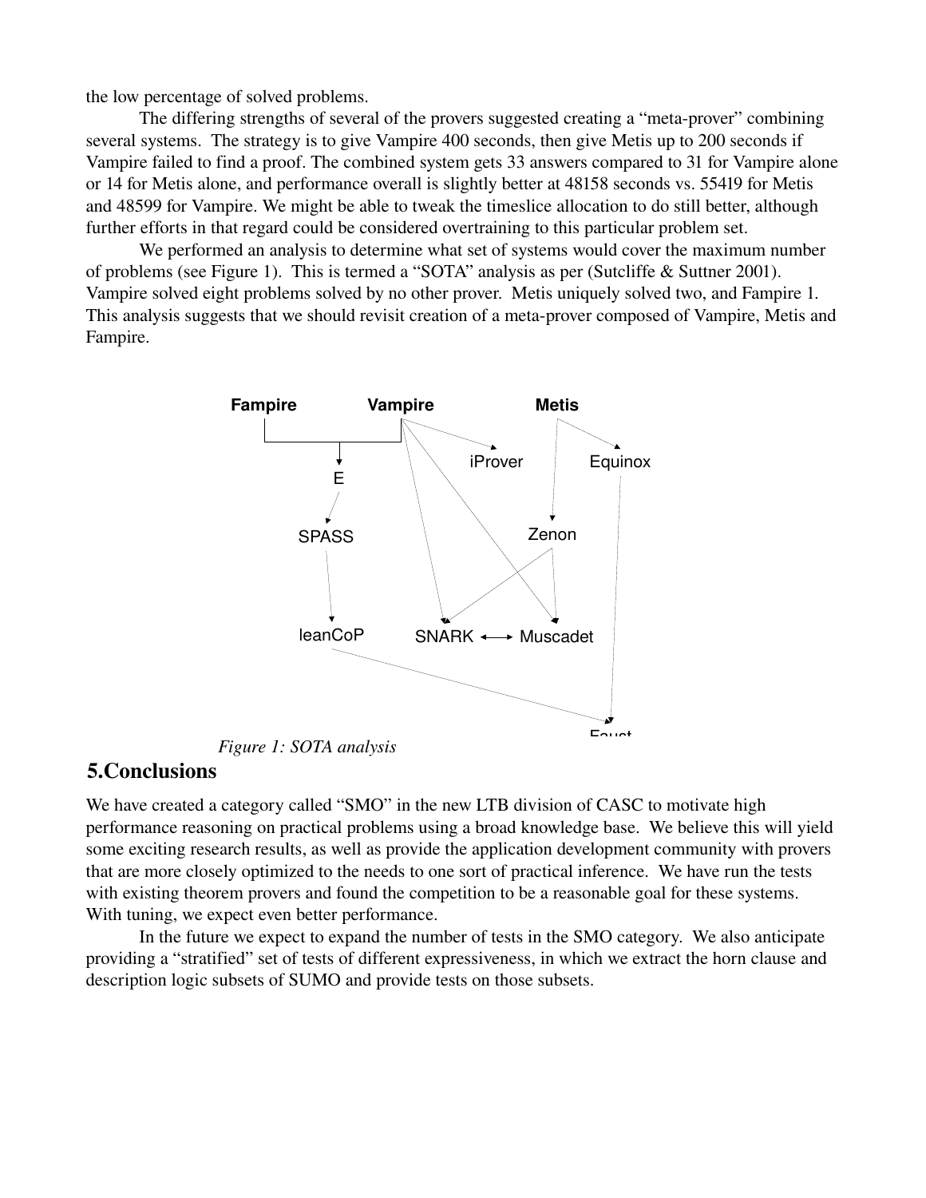the low percentage of solved problems.

The differing strengths of several of the provers suggested creating a "meta-prover" combining several systems. The strategy is to give Vampire 400 seconds, then give Metis up to 200 seconds if Vampire failed to find a proof. The combined system gets 33 answers compared to 31 for Vampire alone or 14 for Metis alone, and performance overall is slightly better at 48158 seconds vs. 55419 for Metis and 48599 for Vampire. We might be able to tweak the timeslice allocation to do still better, although further efforts in that regard could be considered overtraining to this particular problem set.

We performed an analysis to determine what set of systems would cover the maximum number of problems (see Figure 1). This is termed a "SOTA" analysis as per (Sutcliffe & Suttner 2001). Vampire solved eight problems solved by no other prover. Metis uniquely solved two, and Fampire 1. This analysis suggests that we should revisit creation of a meta-prover composed of Vampire, Metis and Fampire.

*Figure 1: SOTA analysis*

## 5.Conclusions

We have created a category called "SMO" in the new LTB division of CASC to motivate high performance reasoning on practical problems using a broad knowledge base. We believe this will yield some exciting research results, as well as provide the application development community with provers that are more closely optimized to the needs to one sort of practical inference. We have run the tests with existing theorem provers and found the competition to be a reasonable goal for these systems. With tuning, we expect even better performance.

In the future we expect to expand the number of tests in the SMO category. We also anticipate providing a "stratified" set of tests of different expressiveness, in which we extract the horn clause and description logic subsets of SUMO and provide tests on those subsets.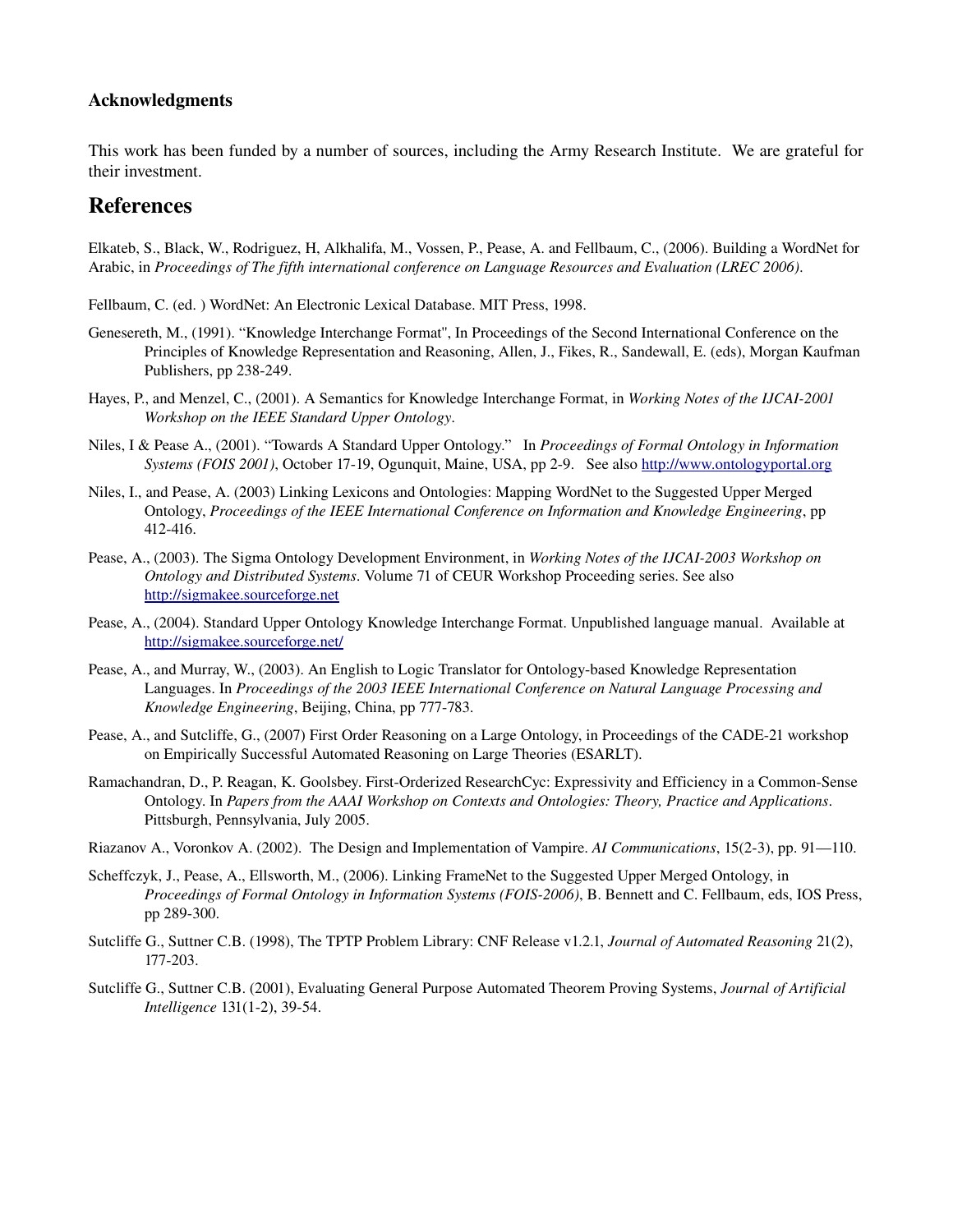### Acknowledgments

This work has been funded by a number of sources, including the Army Research Institute. We are grateful for their investment.

## References

Elkateb, S., Black, W., Rodriguez, H, Alkhalifa, M., Vossen, P., Pease, A. and Fellbaum, C., (2006). Building a WordNet for Arabic, in *Proceedings of The fifth international conference on Language Resources and Evaluation (LREC 2006).*

Fellbaum, C. (ed. ) WordNet: An Electronic Lexical Database. MIT Press, 1998.

Genesereth, M., (1991). "Knowledge Interchange Format", In Proceedings of the Second International Conference on the Principles of Knowledge Representation and Reasoning, Allen, J., Fikes, R., Sandewall, E. (eds), Morgan Kaufman Publishers, pp 238-249.

Hayes, P., and Menzel, C., (2001). A Semantics for Knowledge Interchange Format, in *Working Notes of the IJCAI-2001 Workshop on the IEEE Standard Upper Ontology*.

Niles, I & Pease A., (2001). "Towards A Standard Upper Ontology." In *Proceedings of Formal Ontology in Information Systems (FOIS 2001)*, October 17-19, Ogunquit, Maine, USA, pp 2-9. See also http://www.ontologyportal.org

Niles, I., and Pease, A. (2003) Linking Lexicons and Ontologies: Mapping WordNet to the Suggested Upper Merged Ontology, *Proceedings of the IEEE International Conference on Information and Knowledge Engineering*, pp 412-416.

Pease, A., (2003). The Sigma Ontology Development Environment, in *Working Notes of the IJCAI-2003 Workshop on Ontology and Distributed Systems*. Volume 71 of CEUR Workshop Proceeding series. See also http://sigmakee.sourceforge.net

Pease, A., (2004). Standard Upper Ontology Knowledge Interchange Format. Unpublished language manual. Available at http://sigmakee.sourceforge.net/

Pease, A., and Murray, W., (2003). An English to Logic Translator for Ontology-based Knowledge Representation Languages. In *Proceedings of the 2003 IEEE International Conference on Natural Language Processing and Knowledge Engineering*, Beijing, China, pp 777-783.

Pease, A., and Sutcliffe, G., (2007) First Order Reasoning on a Large Ontology, in Proceedings of the CADE-21 workshop on Empirically Successful Automated Reasoning on Large Theories (ESARLT).

Ramachandran, D., P. Reagan, K. Goolsbey. First-Orderized ResearchCyc: Expressivity and Efficiency in a Common-Sense Ontology. In *Papers from the AAAI Workshop on Contexts and Ontologies: Theory, Practice and Applications*. Pittsburgh, Pennsylvania, July 2005.

Riazanov A., Voronkov A. (2002). The Design and Implementation of Vampire. *AI Communications*, 15(2-3), pp. 91—110.

Scheffczyk, J., Pease, A., Ellsworth, M., (2006). Linking FrameNet to the Suggested Upper Merged Ontology, in *Proceedings of Formal Ontology in Information Systems (FOIS-2006)*, B. Bennett and C. Fellbaum, eds, IOS Press, pp 289-300.

Sutcliffe G., Suttner C.B. (1998), The TPTP Problem Library: CNF Release v1.2.1, *Journal of Automated Reasoning* 21(2), 177-203.

Sutcliffe G., Suttner C.B. (2001), Evaluating General Purpose Automated Theorem Proving Systems, *Journal of Artificial Intelligence* 131(1-2), 39-54.